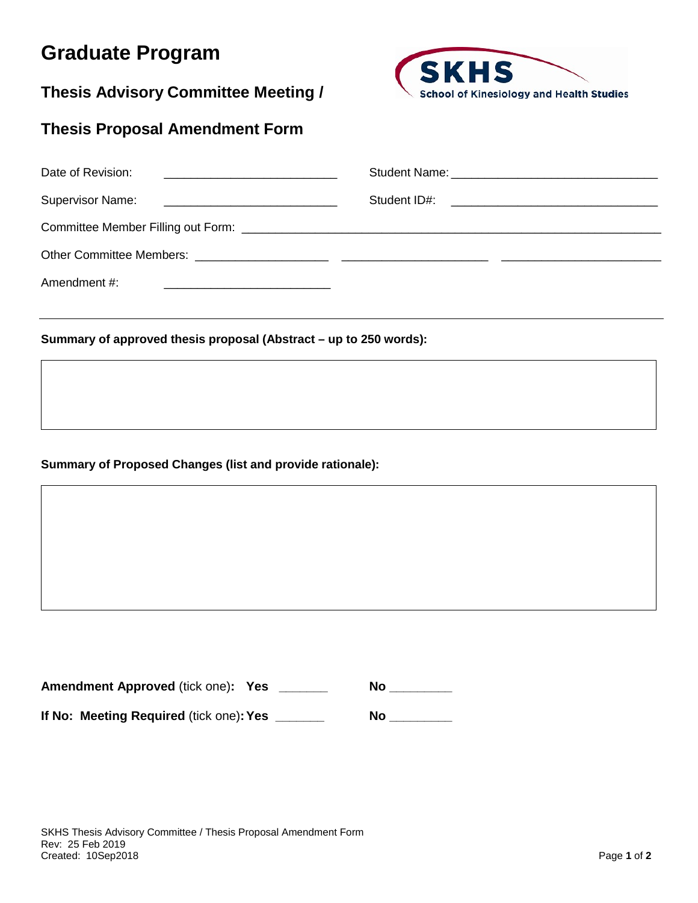# Graduate Program

## Thesis Advisory Committee Meeting /

## Thesis Proposal Amendment Form

SKHS School of Kinesiology and Health Studies

Date of Revision: ______________________ Student Name: ______________________________

Supervisor Name: ______________________ Student ID#: ______________________________

Committee Member Filling out Form: ______________________________________________________

Other Committee Members: ___________________ ____________________ ______________________

Amendment #: ______________________

---

**Summary of approved thesis proposal (Abstract – up to 250 words):**

**Summary of Proposed Changes (list and provide rationale):**

**Amendment Approved** (tick one)**: Yes** _______ **No** _________

**If No: Meeting Required** (tick one)**: Yes** _______ **No** _________

SKHS Thesis Advisory Committee / Thesis Proposal Amendment Form
Rev: 25 Feb 2019
Created: 10Sep2018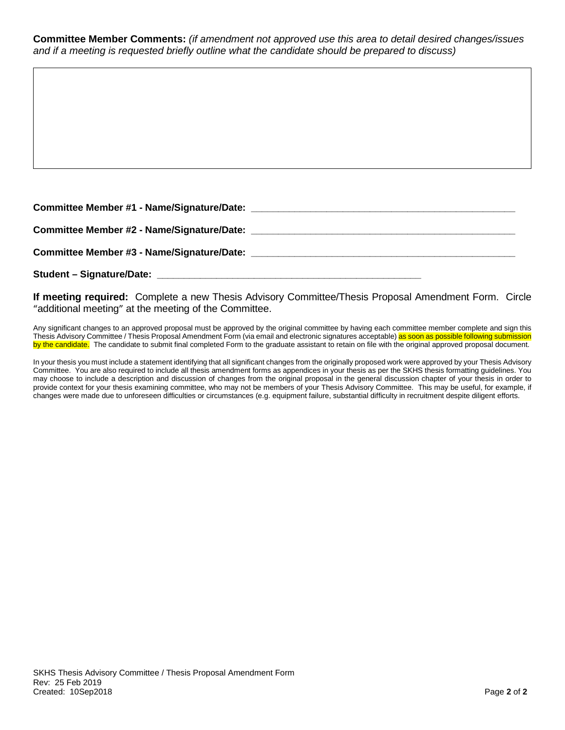**Committee Member Comments:** *(if amendment not approved use this area to detail desired changes/issues and if a meeting is requested briefly outline what the candidate should be prepared to discuss)*

| |
|---|
| |

**Committee Member #1 - Name/Signature/Date:** ______________________________________________

**Committee Member #2 - Name/Signature/Date:** ______________________________________________

**Committee Member #3 - Name/Signature/Date:** ______________________________________________

**Student – Signature/Date:** ______________________________________________

**If meeting required:** Complete a new Thesis Advisory Committee/Thesis Proposal Amendment Form. Circle "additional meeting" at the meeting of the Committee.

Any significant changes to an approved proposal must be approved by the original committee by having each committee member complete and sign this Thesis Advisory Committee / Thesis Proposal Amendment Form (via email and electronic signatures acceptable) as soon as possible following submission by the candidate. The candidate to submit final completed Form to the graduate assistant to retain on file with the original approved proposal document.

In your thesis you must include a statement identifying that all significant changes from the originally proposed work were approved by your Thesis Advisory Committee. You are also required to include all thesis amendment forms as appendices in your thesis as per the SKHS thesis formatting guidelines. You may choose to include a description and discussion of changes from the original proposal in the general discussion chapter of your thesis in order to provide context for your thesis examining committee, who may not be members of your Thesis Advisory Committee. This may be useful, for example, if changes were made due to unforeseen difficulties or circumstances (e.g. equipment failure, substantial difficulty in recruitment despite diligent efforts.

SKHS Thesis Advisory Committee / Thesis Proposal Amendment Form
Rev: 25 Feb 2019
Created: 10Sep2018